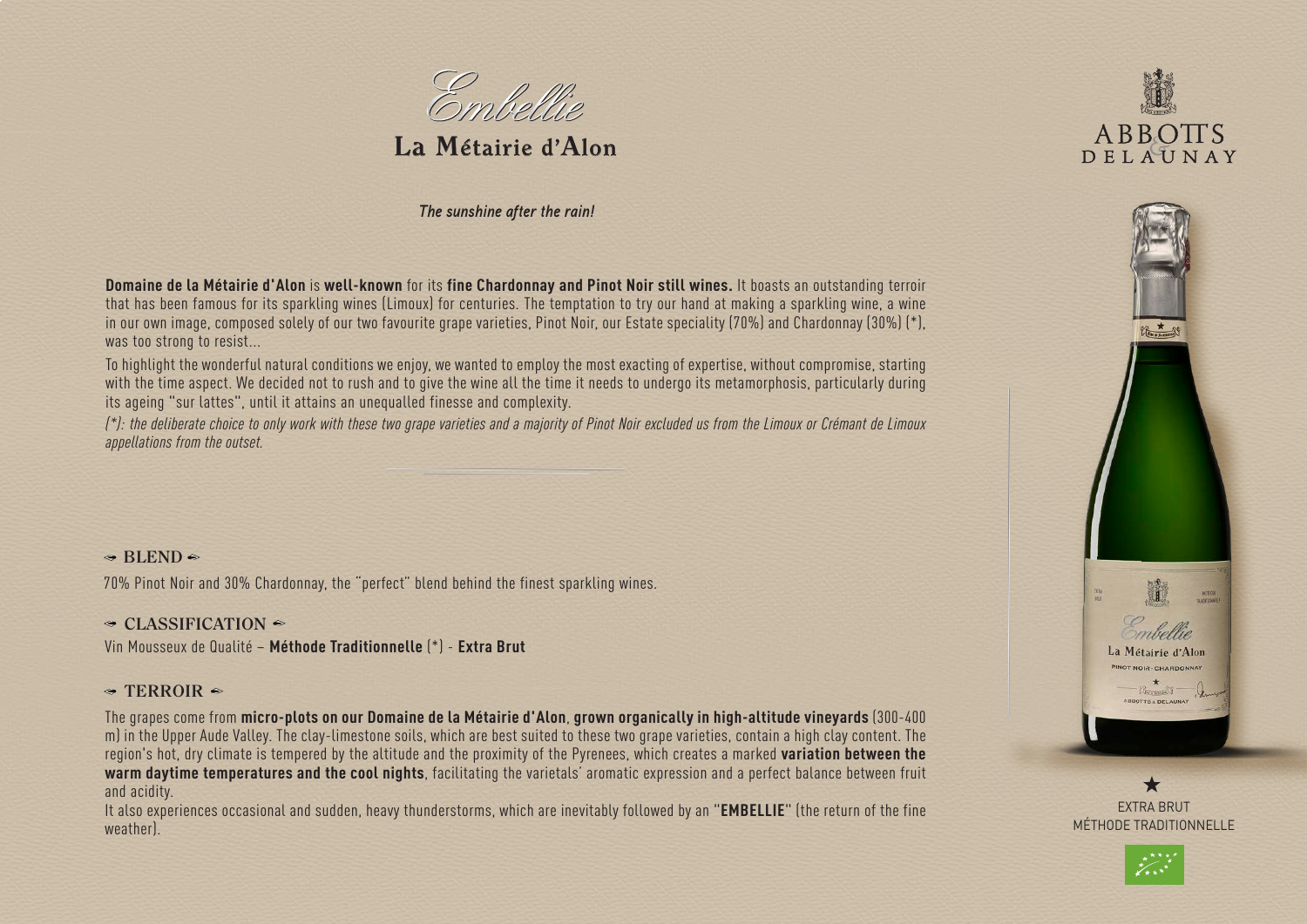# *Embellie*

## La Métairie d'Alon

ABBOTTS & DELAUNAY

*The sunshine after the rain!*

**Domaine de la Métairie d'Alon** is **well-known** for its **fine Chardonnay and Pinot Noir still wines.** It boasts an outstanding terroir that has been famous for its sparkling wines (Limoux) for centuries. The temptation to try our hand at making a sparkling wine, a wine in our own image, composed solely of our two favourite grape varieties, Pinot Noir, our Estate speciality (70%) and Chardonnay (30%) (*), was too strong to resist...

To highlight the wonderful natural conditions we enjoy, we wanted to employ the most exacting of expertise, without compromise, starting with the time aspect. We decided not to rush and to give the wine all the time it needs to undergo its metamorphosis, particularly during its ageing "sur lattes", until it attains an unequalled finesse and complexity.

*(*): the deliberate choice to only work with these two grape varieties and a majority of Pinot Noir excluded us from the Limoux or Crémant de Limoux appellations from the outset.*

### BLEND

70% Pinot Noir and 30% Chardonnay, the "perfect" blend behind the finest sparkling wines.

### CLASSIFICATION

Vin Mousseux de Qualité – **Méthode Traditionnelle** (*) - **Extra Brut**

### TERROIR

The grapes come from **micro-plots on our Domaine de la Métairie d'Alon**, **grown organically in high-altitude vineyards** (300-400 m) in the Upper Aude Valley. The clay-limestone soils, which are best suited to these two grape varieties, contain a high clay content. The region's hot, dry climate is tempered by the altitude and the proximity of the Pyrenees, which creates a marked **variation between the warm daytime temperatures and the cool nights**, facilitating the varietals' aromatic expression and a perfect balance between fruit and acidity.

It also experiences occasional and sudden, heavy thunderstorms, which are inevitably followed by an "**EMBELLIE**" (the return of the fine weather).

★
EXTRA BRUT
MÉTHODE TRADITIONNELLE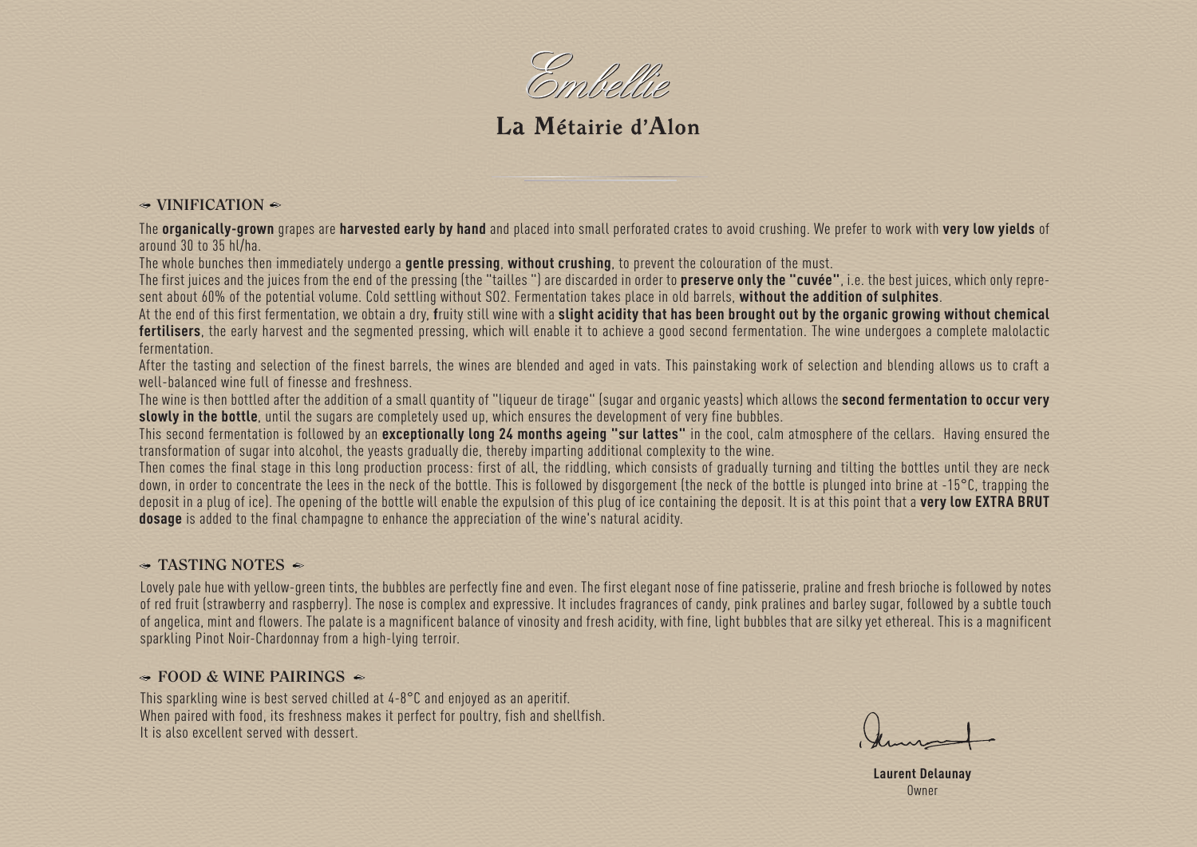# *Embellie*

## La Métairie d'Alon

### VINIFICATION

The **organically-grown** grapes are **harvested early by hand** and placed into small perforated crates to avoid crushing. We prefer to work with **very low yields** of around 30 to 35 hl/ha.
The whole bunches then immediately undergo a **gentle pressing**, **without crushing**, to prevent the colouration of the must.
The first juices and the juices from the end of the pressing (the "tailles ") are discarded in order to **preserve only the "cuvée"**, i.e. the best juices, which only represent about 60% of the potential volume. Cold settling without SO2. Fermentation takes place in old barrels, **without the addition of sulphites**.
At the end of this first fermentation, we obtain a dry, **f**ruity still wine with a **slight acidity that has been brought out by the organic growing without chemical fertilisers**, the early harvest and the segmented pressing, which will enable it to achieve a good second fermentation. The wine undergoes a complete malolactic fermentation.
After the tasting and selection of the finest barrels, the wines are blended and aged in vats. This painstaking work of selection and blending allows us to craft a well-balanced wine full of finesse and freshness.
The wine is then bottled after the addition of a small quantity of "liqueur de tirage" (sugar and organic yeasts) which allows the **second fermentation to occur very slowly in the bottle**, until the sugars are completely used up, which ensures the development of very fine bubbles.
This second fermentation is followed by an **exceptionally long 24 months ageing "sur lattes"** in the cool, calm atmosphere of the cellars. Having ensured the transformation of sugar into alcohol, the yeasts gradually die, thereby imparting additional complexity to the wine.
Then comes the final stage in this long production process: first of all, the riddling, which consists of gradually turning and tilting the bottles until they are neck down, in order to concentrate the lees in the neck of the bottle. This is followed by disgorgement (the neck of the bottle is plunged into brine at -15°C, trapping the deposit in a plug of ice). The opening of the bottle will enable the expulsion of this plug of ice containing the deposit. It is at this point that a **very low EXTRA BRUT dosage** is added to the final champagne to enhance the appreciation of the wine's natural acidity.

### TASTING NOTES

Lovely pale hue with yellow-green tints, the bubbles are perfectly fine and even. The first elegant nose of fine patisserie, praline and fresh brioche is followed by notes of red fruit (strawberry and raspberry). The nose is complex and expressive. It includes fragrances of candy, pink pralines and barley sugar, followed by a subtle touch of angelica, mint and flowers. The palate is a magnificent balance of vinosity and fresh acidity, with fine, light bubbles that are silky yet ethereal. This is a magnificent sparkling Pinot Noir-Chardonnay from a high-lying terroir.

### FOOD & WINE PAIRINGS

This sparkling wine is best served chilled at 4-8°C and enjoyed as an aperitif.
When paired with food, its freshness makes it perfect for poultry, fish and shellfish.
It is also excellent served with dessert.

**Laurent Delaunay**
Owner